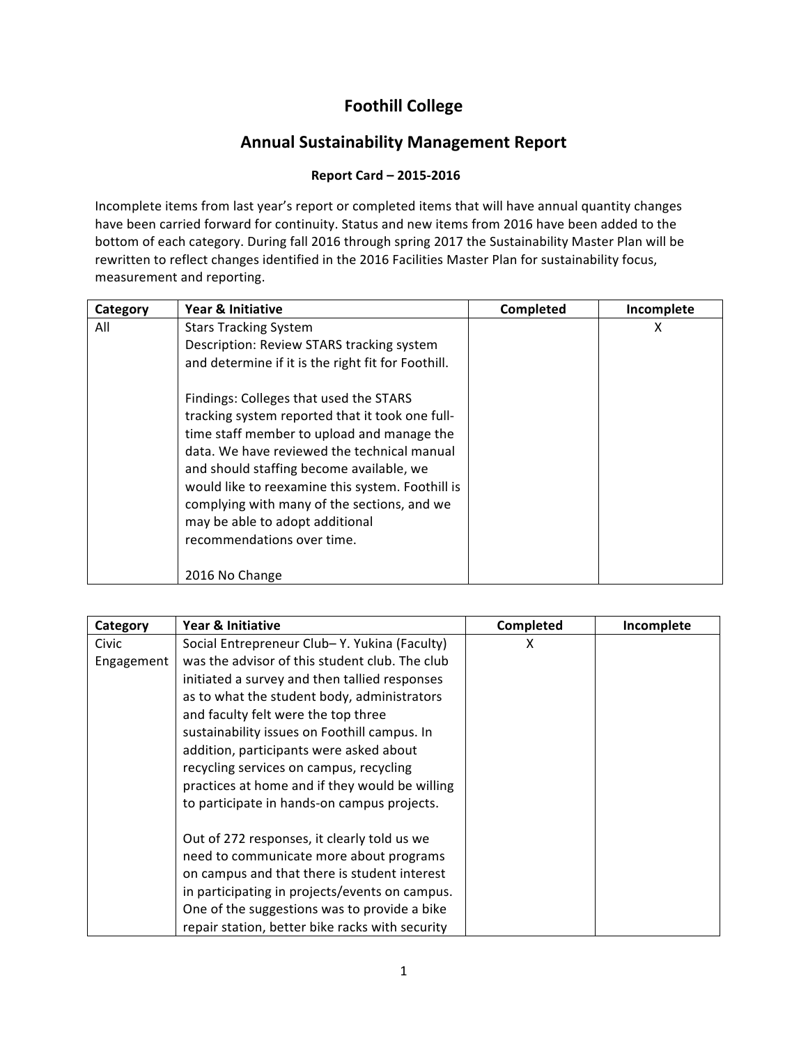# Foothill College

## Annual Sustainability Management Report

### Report Card – 2015-2016

Incomplete items from last year's report or completed items that will have annual quantity changes have been carried forward for continuity. Status and new items from 2016 have been added to the bottom of each category. During fall 2016 through spring 2017 the Sustainability Master Plan will be rewritten to reflect changes identified in the 2016 Facilities Master Plan for sustainability focus, measurement and reporting.

| Category | Year & Initiative | Completed | Incomplete |
|---|---|---|---|
| All | Stars Tracking System<br>Description: Review STARS tracking system and determine if it is the right fit for Foothill.<br><br>Findings: Colleges that used the STARS tracking system reported that it took one full-time staff member to upload and manage the data. We have reviewed the technical manual and should staffing become available, we would like to reexamine this system. Foothill is complying with many of the sections, and we may be able to adopt additional recommendations over time.<br><br>2016 No Change | | X |

| Category | Year & Initiative | Completed | Incomplete |
|---|---|---|---|
| Civic Engagement | Social Entrepreneur Club– Y. Yukina (Faculty) was the advisor of this student club. The club initiated a survey and then tallied responses as to what the student body, administrators and faculty felt were the top three sustainability issues on Foothill campus. In addition, participants were asked about recycling services on campus, recycling practices at home and if they would be willing to participate in hands-on campus projects.<br><br>Out of 272 responses, it clearly told us we need to communicate more about programs on campus and that there is student interest in participating in projects/events on campus. One of the suggestions was to provide a bike repair station, better bike racks with security | X | |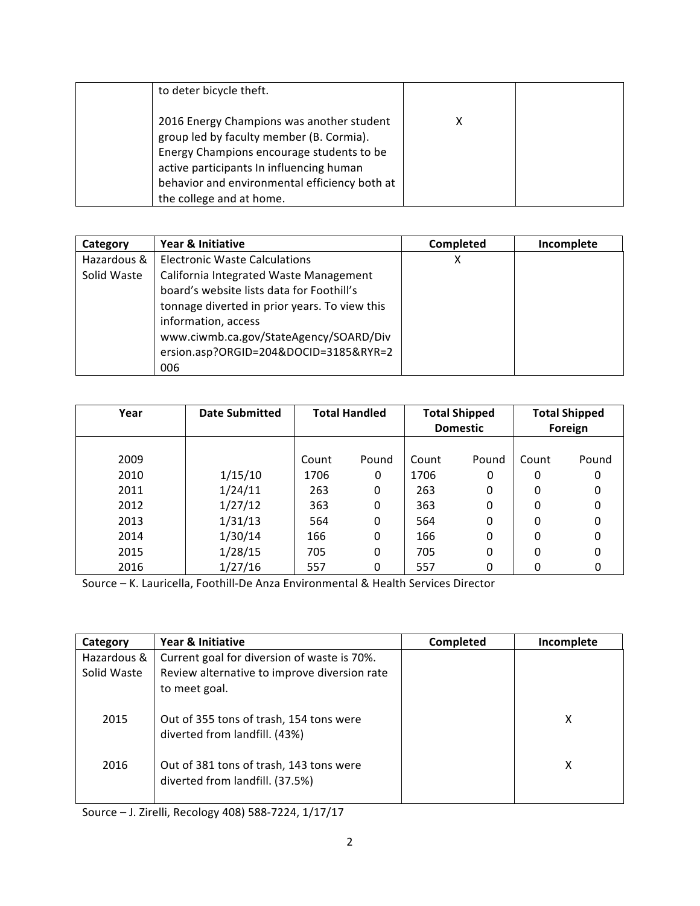| | | | |
|---|---|---|---|
| | to deter bicycle theft.<br><br>2016 Energy Champions was another student group led by faculty member (B. Cormia). Energy Champions encourage students to be active participants In influencing human behavior and environmental efficiency both at the college and at home. | X | |

| Category | Year & Initiative | Completed | Incomplete |
|---|---|---|---|
| Hazardous & Solid Waste | Electronic Waste Calculations<br>California Integrated Waste Management board's website lists data for Foothill's tonnage diverted in prior years. To view this information, access www.ciwmb.ca.gov/StateAgency/SOARD/Diversion.asp?ORGID=204&DOCID=3185&RYR=2006 | X | |

| Year | Date Submitted | Total Handled | | Total Shipped Domestic | | Total Shipped Foreign | |
|---|---|---|---|---|---|---|---|
| 2009 | | Count | Pound | Count | Pound | Count | Pound |
| 2010 | 1/15/10 | 1706 | 0 | 1706 | 0 | 0 | 0 |
| 2011 | 1/24/11 | 263 | 0 | 263 | 0 | 0 | 0 |
| 2012 | 1/27/12 | 363 | 0 | 363 | 0 | 0 | 0 |
| 2013 | 1/31/13 | 564 | 0 | 564 | 0 | 0 | 0 |
| 2014 | 1/30/14 | 166 | 0 | 166 | 0 | 0 | 0 |
| 2015 | 1/28/15 | 705 | 0 | 705 | 0 | 0 | 0 |
| 2016 | 1/27/16 | 557 | 0 | 557 | 0 | 0 | 0 |

Source – K. Lauricella, Foothill-De Anza Environmental & Health Services Director

| Category | Year & Initiative | Completed | Incomplete |
|---|---|---|---|
| Hazardous & Solid Waste | Current goal for diversion of waste is 70%. Review alternative to improve diversion rate to meet goal. | | |
| 2015 | Out of 355 tons of trash, 154 tons were diverted from landfill. (43%) | | X |
| 2016 | Out of 381 tons of trash, 143 tons were diverted from landfill. (37.5%) | | X |

Source – J. Zirelli, Recology 408) 588-7224, 1/17/17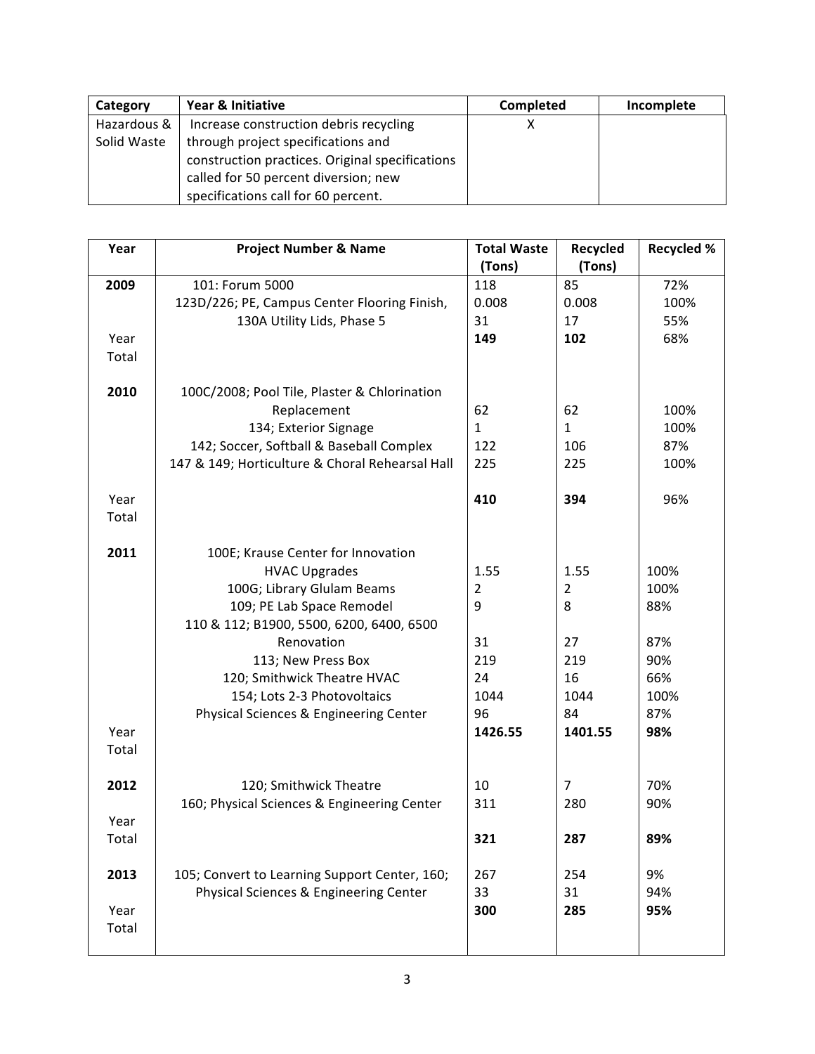| Category | Year & Initiative | Completed | Incomplete |
|---|---|---|---|
| Hazardous & Solid Waste | Increase construction debris recycling through project specifications and construction practices. Original specifications called for 50 percent diversion; new specifications call for 60 percent. | X | |

| Year | Project Number & Name | Total Waste (Tons) | Recycled (Tons) | Recycled % |
|---|---|---|---|---|
| **2009** | 101: Forum 5000 | 118 | 85 | 72% |
| | 123D/226; PE, Campus Center Flooring Finish, | 0.008 | 0.008 | 100% |
| | 130A Utility Lids, Phase 5 | 31 | 17 | 55% |
| Year Total | | **149** | **102** | 68% |
| **2010** | 100C/2008; Pool Tile, Plaster & Chlorination Replacement | 62 | 62 | 100% |
| | 134; Exterior Signage | 1 | 1 | 100% |
| | 142; Soccer, Softball & Baseball Complex | 122 | 106 | 87% |
| | 147 & 149; Horticulture & Choral Rehearsal Hall | 225 | 225 | 100% |
| Year Total | | **410** | **394** | 96% |
| **2011** | 100E; Krause Center for Innovation HVAC Upgrades | 1.55 | 1.55 | 100% |
| | 100G; Library Glulam Beams | 2 | 2 | 100% |
| | 109; PE Lab Space Remodel | 9 | 8 | 88% |
| | 110 & 112; B1900, 5500, 6200, 6400, 6500 Renovation | 31 | 27 | 87% |
| | 113; New Press Box | 219 | 219 | 90% |
| | 120; Smithwick Theatre HVAC | 24 | 16 | 66% |
| | 154; Lots 2-3 Photovoltaics | 1044 | 1044 | 100% |
| | Physical Sciences & Engineering Center | 96 | 84 | 87% |
| Year Total | | **1426.55** | **1401.55** | **98%** |
| **2012** | 120; Smithwick Theatre | 10 | 7 | 70% |
| | 160; Physical Sciences & Engineering Center | 311 | 280 | 90% |
| Year Total | | **321** | **287** | **89%** |
| **2013** | 105; Convert to Learning Support Center, 160; | 267 | 254 | 9% |
| | Physical Sciences & Engineering Center | 33 | 31 | 94% |
| Year Total | | **300** | **285** | **95%** |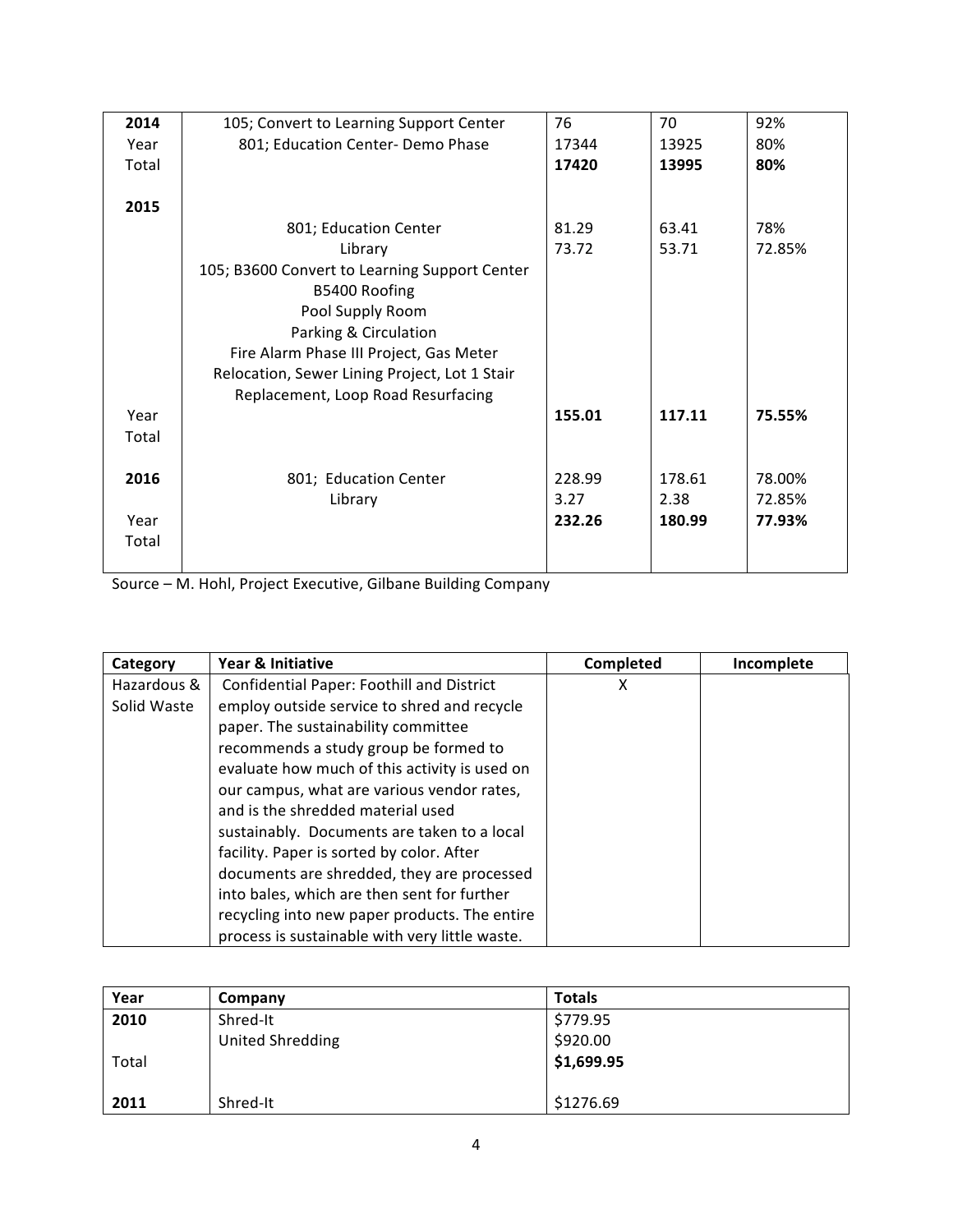| | | | | |
|---|---|---|---|---|
| **2014** | 105; Convert to Learning Support Center | 76 | 70 | 92% |
| Year | 801; Education Center- Demo Phase | 17344 | 13925 | 80% |
| Total | | **17420** | **13995** | **80%** |
| **2015** | | | | |
| | 801; Education Center | 81.29 | 63.41 | 78% |
| | Library | 73.72 | 53.71 | 72.85% |
| | 105; B3600 Convert to Learning Support Center | | | |
| | B5400 Roofing | | | |
| | Pool Supply Room | | | |
| | Parking & Circulation | | | |
| | Fire Alarm Phase III Project, Gas Meter Relocation, Sewer Lining Project, Lot 1 Stair Replacement, Loop Road Resurfacing | | | |
| Year Total | | **155.01** | **117.11** | **75.55%** |
| **2016** | 801; Education Center | 228.99 | 178.61 | 78.00% |
| | Library | 3.27 | 2.38 | 72.85% |
| Year Total | | **232.26** | **180.99** | **77.93%** |

Source – M. Hohl, Project Executive, Gilbane Building Company

| Category | Year & Initiative | Completed | Incomplete |
|---|---|---|---|
| Hazardous & Solid Waste | Confidential Paper: Foothill and District employ outside service to shred and recycle paper. The sustainability committee recommends a study group be formed to evaluate how much of this activity is used on our campus, what are various vendor rates, and is the shredded material used sustainably. Documents are taken to a local facility. Paper is sorted by color. After documents are shredded, they are processed into bales, which are then sent for further recycling into new paper products. The entire process is sustainable with very little waste. | X | |

| Year | Company | Totals |
|---|---|---|
| **2010** | Shred-It | $779.95 |
| | United Shredding | $920.00 |
| Total | | **$1,699.95** |
| **2011** | Shred-It | $1276.69 |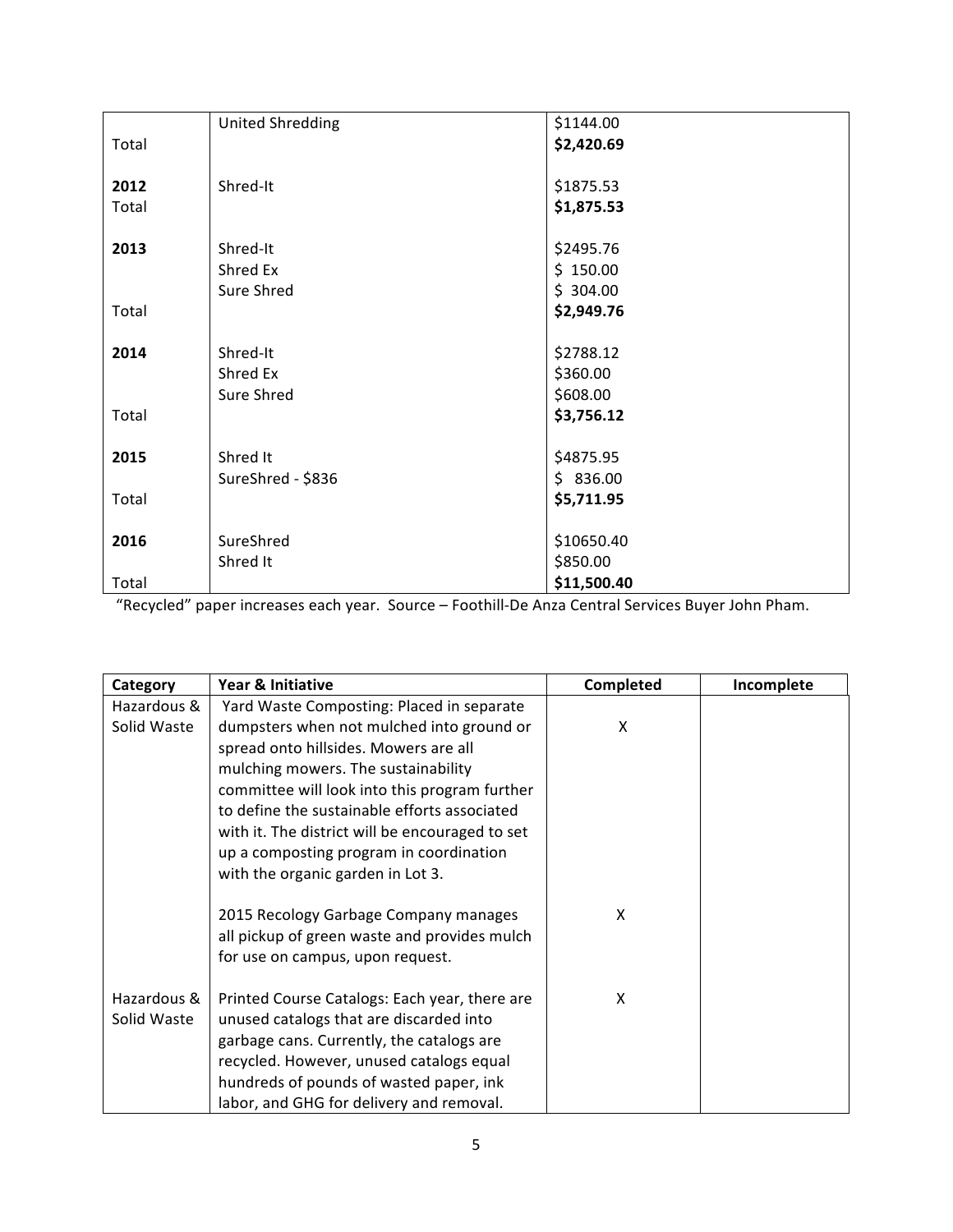| | | |
|---|---|---|
| | United Shredding | $1144.00 |
| Total | | **$2,420.69** |
| **2012** | Shred-It | $1875.53 |
| Total | | **$1,875.53** |
| **2013** | Shred-It | $2495.76 |
| | Shred Ex | $ 150.00 |
| | Sure Shred | $ 304.00 |
| Total | | **$2,949.76** |
| **2014** | Shred-It | $2788.12 |
| | Shred Ex | $360.00 |
| | Sure Shred | $608.00 |
| Total | | **$3,756.12** |
| **2015** | Shred It | $4875.95 |
| | SureShred - $836 | $ 836.00 |
| Total | | **$5,711.95** |
| **2016** | SureShred | $10650.40 |
| | Shred It | $850.00 |
| Total | | **$11,500.40** |

"Recycled" paper increases each year. Source – Foothill-De Anza Central Services Buyer John Pham.

| Category | Year & Initiative | Completed | Incomplete |
|---|---|---|---|
| Hazardous & Solid Waste | Yard Waste Composting: Placed in separate dumpsters when not mulched into ground or spread onto hillsides. Mowers are all mulching mowers. The sustainability committee will look into this program further to define the sustainable efforts associated with it. The district will be encouraged to set up a composting program in coordination with the organic garden in Lot 3. | X | |
| | 2015 Recology Garbage Company manages all pickup of green waste and provides mulch for use on campus, upon request. | X | |
| Hazardous & Solid Waste | Printed Course Catalogs: Each year, there are unused catalogs that are discarded into garbage cans. Currently, the catalogs are recycled. However, unused catalogs equal hundreds of pounds of wasted paper, ink labor, and GHG for delivery and removal. | X | |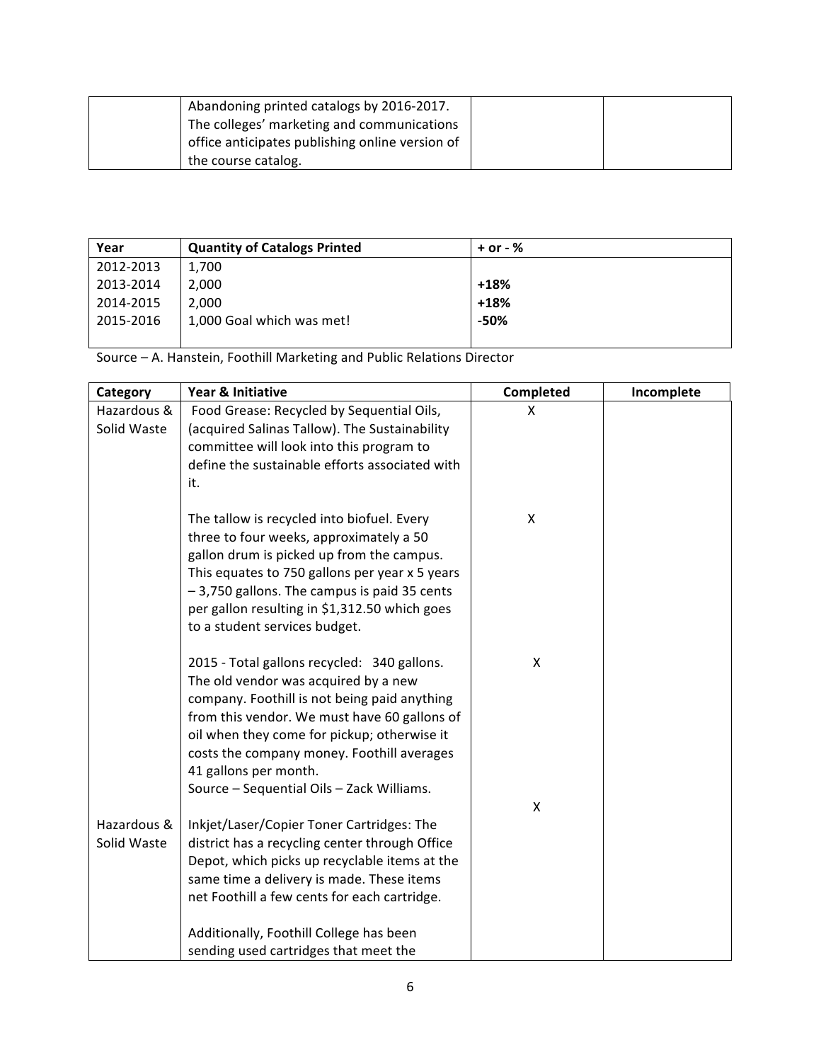| | | | |
|---|---|---|---|
| | Abandoning printed catalogs by 2016-2017. The colleges' marketing and communications office anticipates publishing online version of the course catalog. | | |

| Year | Quantity of Catalogs Printed | + or - % |
|---|---|---|
| 2012-2013 | 1,700 | |
| 2013-2014 | 2,000 | **+18%** |
| 2014-2015 | 2,000 | **+18%** |
| 2015-2016 | 1,000 Goal which was met! | **-50%** |

Source – A. Hanstein, Foothill Marketing and Public Relations Director

| Category | Year & Initiative | Completed | Incomplete |
|---|---|---|---|
| Hazardous & Solid Waste | Food Grease: Recycled by Sequential Oils, (acquired Salinas Tallow). The Sustainability committee will look into this program to define the sustainable efforts associated with it. | X | |
| | The tallow is recycled into biofuel. Every three to four weeks, approximately a 50 gallon drum is picked up from the campus. This equates to 750 gallons per year x 5 years – 3,750 gallons. The campus is paid 35 cents per gallon resulting in $1,312.50 which goes to a student services budget. | X | |
| | 2015 - Total gallons recycled: 340 gallons. The old vendor was acquired by a new company. Foothill is not being paid anything from this vendor. We must have 60 gallons of oil when they come for pickup; otherwise it costs the company money. Foothill averages 41 gallons per month. Source – Sequential Oils – Zack Williams. | X | |
| Hazardous & Solid Waste | Inkjet/Laser/Copier Toner Cartridges: The district has a recycling center through Office Depot, which picks up recyclable items at the same time a delivery is made. These items net Foothill a few cents for each cartridge. | X | |
| | Additionally, Foothill College has been sending used cartridges that meet the | | |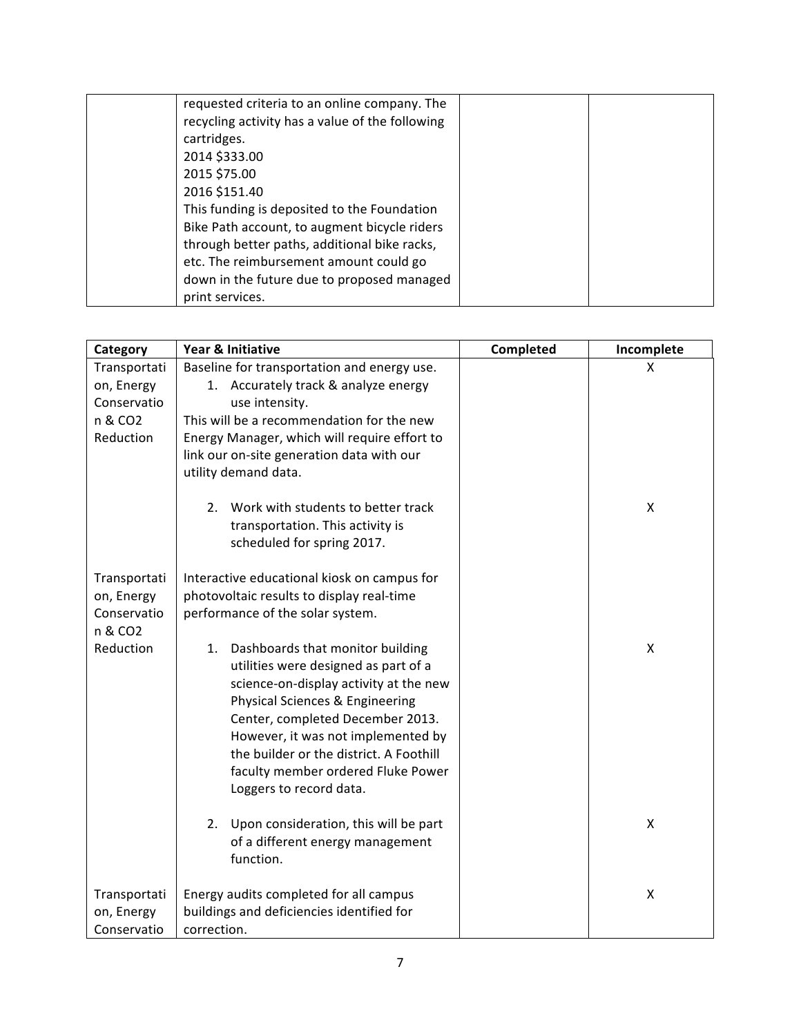| | | | |
|---|---|---|---|
| | requested criteria to an online company. The recycling activity has a value of the following cartridges.<br>2014 $333.00<br>2015 $75.00<br>2016 $151.40<br>This funding is deposited to the Foundation Bike Path account, to augment bicycle riders through better paths, additional bike racks, etc. The reimbursement amount could go down in the future due to proposed managed print services. | | |

| Category | Year & Initiative | Completed | Incomplete |
|---|---|---|---|
| Transportation, Energy Conservation & $CO_2$ Reduction | Baseline for transportation and energy use.<br>1. Accurately track & analyze energy use intensity.<br>This will be a recommendation for the new Energy Manager, which will require effort to link our on-site generation data with our utility demand data. | | X |
| | 2. Work with students to better track transportation. This activity is scheduled for spring 2017. | | X |
| Transportation, Energy Conservation & $CO_2$ Reduction | Interactive educational kiosk on campus for photovoltaic results to display real-time performance of the solar system.<br>1. Dashboards that monitor building utilities were designed as part of a science-on-display activity at the new Physical Sciences & Engineering Center, completed December 2013. However, it was not implemented by the builder or the district. A Foothill faculty member ordered Fluke Power Loggers to record data. | | X |
| | 2. Upon consideration, this will be part of a different energy management function. | | X |
| Transportation, Energy Conservatio | Energy audits completed for all campus buildings and deficiencies identified for correction. | | X |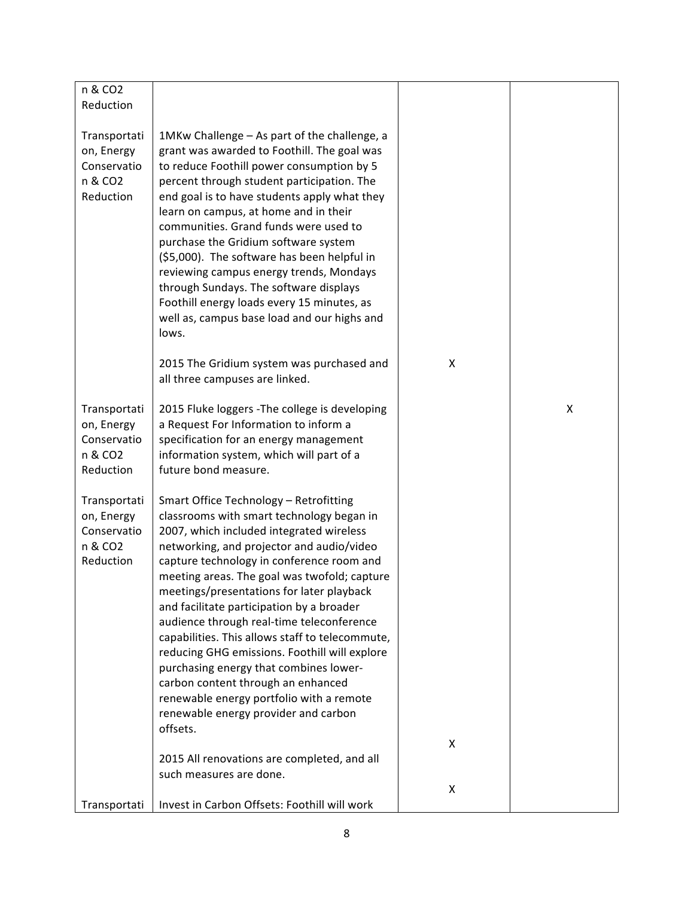| | | | |
|---|---|---|---|
| Transportation, Energy Conservation & $CO_2$ Reduction | | | |
| Transportation, Energy Conservation & $CO_2$ Reduction | 1MKw Challenge – As part of the challenge, a grant was awarded to Foothill. The goal was to reduce Foothill power consumption by 5 percent through student participation. The end goal is to have students apply what they learn on campus, at home and in their communities. Grand funds were used to purchase the Gridium software system ($5,000). The software has been helpful in reviewing campus energy trends, Mondays through Sundays. The software displays Foothill energy loads every 15 minutes, as well as, campus base load and our highs and lows. | | |
| | 2015 The Gridium system was purchased and all three campuses are linked. | X | |
| Transportation, Energy Conservation & $CO_2$ Reduction | 2015 Fluke loggers -The college is developing a Request For Information to inform a specification for an energy management information system, which will part of a future bond measure. | | X |
| Transportation, Energy Conservation & $CO_2$ Reduction | Smart Office Technology – Retrofitting classrooms with smart technology began in 2007, which included integrated wireless networking, and projector and audio/video capture technology in conference room and meeting areas. The goal was twofold; capture meetings/presentations for later playback and facilitate participation by a broader audience through real-time teleconference capabilities. This allows staff to telecommute, reducing GHG emissions. Foothill will explore purchasing energy that combines lower-carbon content through an enhanced renewable energy portfolio with a remote renewable energy provider and carbon offsets. | X | |
| | 2015 All renovations are completed, and all such measures are done. | X | |
| Transportati | Invest in Carbon Offsets: Foothill will work | | |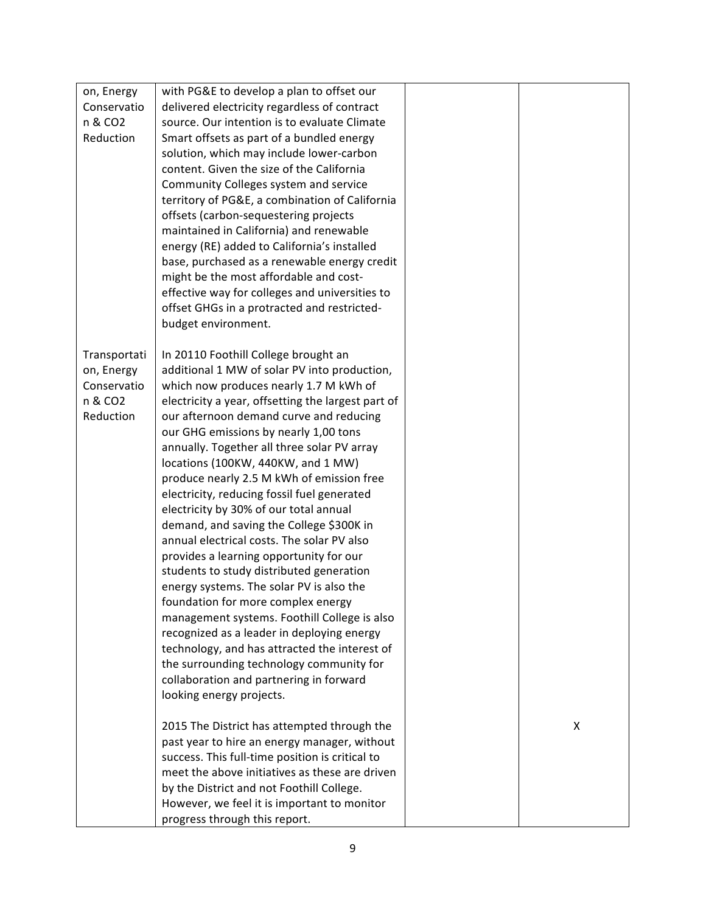| | | | |
|---|---|---|---|
| on, Energy Conservation & $CO_2$ Reduction | with PG&E to develop a plan to offset our delivered electricity regardless of contract source. Our intention is to evaluate Climate Smart offsets as part of a bundled energy solution, which may include lower-carbon content. Given the size of the California Community Colleges system and service territory of PG&E, a combination of California offsets (carbon-sequestering projects maintained in California) and renewable energy (RE) added to California's installed base, purchased as a renewable energy credit might be the most affordable and cost-effective way for colleges and universities to offset GHGs in a protracted and restricted-budget environment. | | |
| Transportation, Energy Conservation & $CO_2$ Reduction | In 20110 Foothill College brought an additional 1 MW of solar PV into production, which now produces nearly 1.7 M kWh of electricity a year, offsetting the largest part of our afternoon demand curve and reducing our GHG emissions by nearly 1,00 tons annually. Together all three solar PV array locations (100KW, 440KW, and 1 MW) produce nearly 2.5 M kWh of emission free electricity, reducing fossil fuel generated electricity by 30% of our total annual demand, and saving the College $300K in annual electrical costs. The solar PV also provides a learning opportunity for our students to study distributed generation energy systems. The solar PV is also the foundation for more complex energy management systems. Foothill College is also recognized as a leader in deploying energy technology, and has attracted the interest of the surrounding technology community for collaboration and partnering in forward looking energy projects. | | |
| | 2015 The District has attempted through the past year to hire an energy manager, without success. This full-time position is critical to meet the above initiatives as these are driven by the District and not Foothill College. However, we feel it is important to monitor progress through this report. | | X |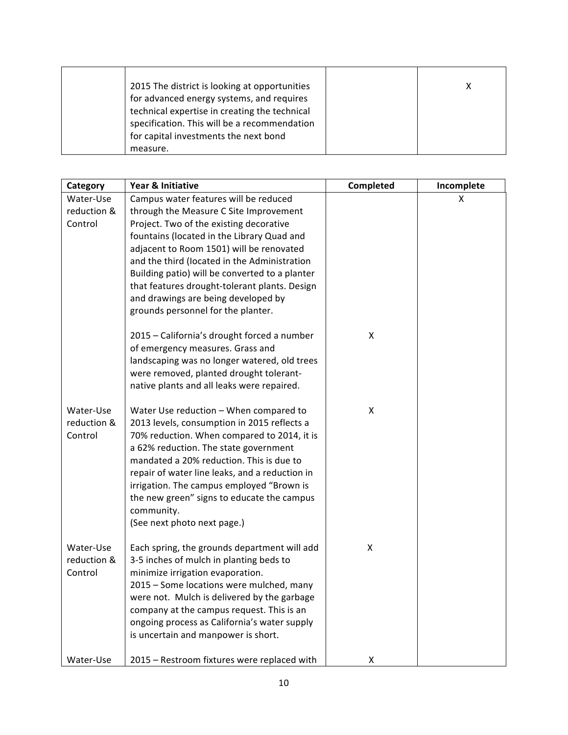| | | | |
|---|---|---|---|
| | 2015 The district is looking at opportunities for advanced energy systems, and requires technical expertise in creating the technical specification. This will be a recommendation for capital investments the next bond measure. | | X |

| Category | Year & Initiative | Completed | Incomplete |
|---|---|---|---|
| Water-Use reduction & Control | Campus water features will be reduced through the Measure C Site Improvement Project. Two of the existing decorative fountains (located in the Library Quad and adjacent to Room 1501) will be renovated and the third (located in the Administration Building patio) will be converted to a planter that features drought-tolerant plants. Design and drawings are being developed by grounds personnel for the planter. | | X |
| | 2015 – California's drought forced a number of emergency measures. Grass and landscaping was no longer watered, old trees were removed, planted drought tolerant-native plants and all leaks were repaired. | X | |
| Water-Use reduction & Control | Water Use reduction – When compared to 2013 levels, consumption in 2015 reflects a 70% reduction. When compared to 2014, it is a 62% reduction. The state government mandated a 20% reduction. This is due to repair of water line leaks, and a reduction in irrigation. The campus employed "Brown is the new green" signs to educate the campus community. (See next photo next page.) | X | |
| Water-Use reduction & Control | Each spring, the grounds department will add 3-5 inches of mulch in planting beds to minimize irrigation evaporation. 2015 – Some locations were mulched, many were not. Mulch is delivered by the garbage company at the campus request. This is an ongoing process as California's water supply is uncertain and manpower is short. | X | |
| Water-Use | 2015 – Restroom fixtures were replaced with | X | |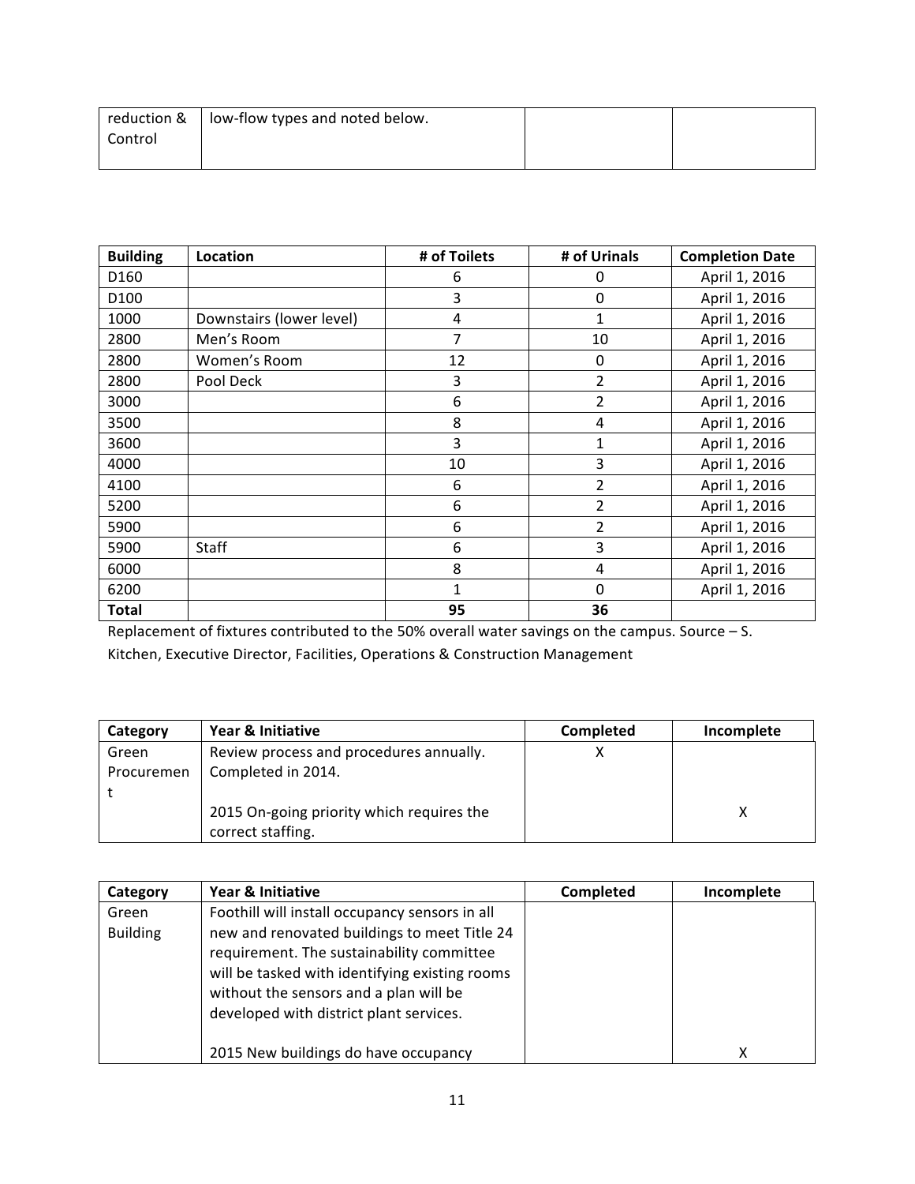| reduction & Control | low-flow types and noted below. | | |
|---|---|---|---|

| Building | Location | # of Toilets | # of Urinals | Completion Date |
|---|---|---|---|---|
| D160 | | 6 | 0 | April 1, 2016 |
| D100 | | 3 | 0 | April 1, 2016 |
| 1000 | Downstairs (lower level) | 4 | 1 | April 1, 2016 |
| 2800 | Men's Room | 7 | 10 | April 1, 2016 |
| 2800 | Women's Room | 12 | 0 | April 1, 2016 |
| 2800 | Pool Deck | 3 | 2 | April 1, 2016 |
| 3000 | | 6 | 2 | April 1, 2016 |
| 3500 | | 8 | 4 | April 1, 2016 |
| 3600 | | 3 | 1 | April 1, 2016 |
| 4000 | | 10 | 3 | April 1, 2016 |
| 4100 | | 6 | 2 | April 1, 2016 |
| 5200 | | 6 | 2 | April 1, 2016 |
| 5900 | | 6 | 2 | April 1, 2016 |
| 5900 | Staff | 6 | 3 | April 1, 2016 |
| 6000 | | 8 | 4 | April 1, 2016 |
| 6200 | | 1 | 0 | April 1, 2016 |
| **Total** | | **95** | **36** | |

Replacement of fixtures contributed to the 50% overall water savings on the campus. Source – S. Kitchen, Executive Director, Facilities, Operations & Construction Management

| Category | Year & Initiative | Completed | Incomplete |
|---|---|---|---|
| Green Procurement | Review process and procedures annually. Completed in 2014. | X | |
| | 2015 On-going priority which requires the correct staffing. | | X |

| Category | Year & Initiative | Completed | Incomplete |
|---|---|---|---|
| Green Building | Foothill will install occupancy sensors in all new and renovated buildings to meet Title 24 requirement. The sustainability committee will be tasked with identifying existing rooms without the sensors and a plan will be developed with district plant services. | | |
| | 2015 New buildings do have occupancy | | X |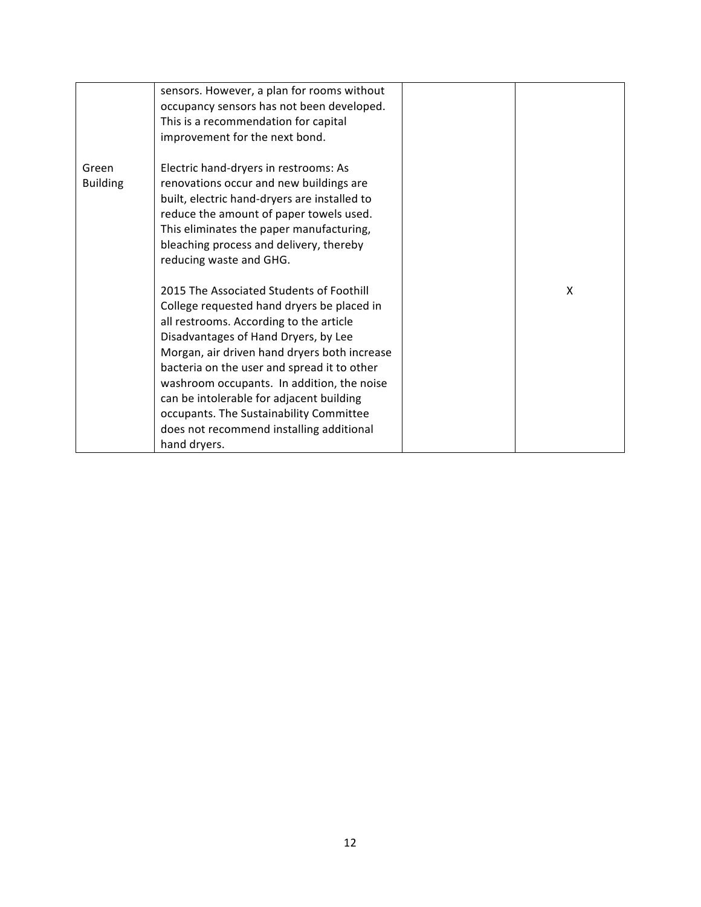| | | | |
|---|---|---|---|
| | sensors. However, a plan for rooms without occupancy sensors has not been developed. This is a recommendation for capital improvement for the next bond. | | |
| Green Building | Electric hand-dryers in restrooms: As renovations occur and new buildings are built, electric hand-dryers are installed to reduce the amount of paper towels used. This eliminates the paper manufacturing, bleaching process and delivery, thereby reducing waste and GHG.<br><br>2015 The Associated Students of Foothill College requested hand dryers be placed in all restrooms. According to the article Disadvantages of Hand Dryers, by Lee Morgan, air driven hand dryers both increase bacteria on the user and spread it to other washroom occupants. In addition, the noise can be intolerable for adjacent building occupants. The Sustainability Committee does not recommend installing additional hand dryers. | | X |